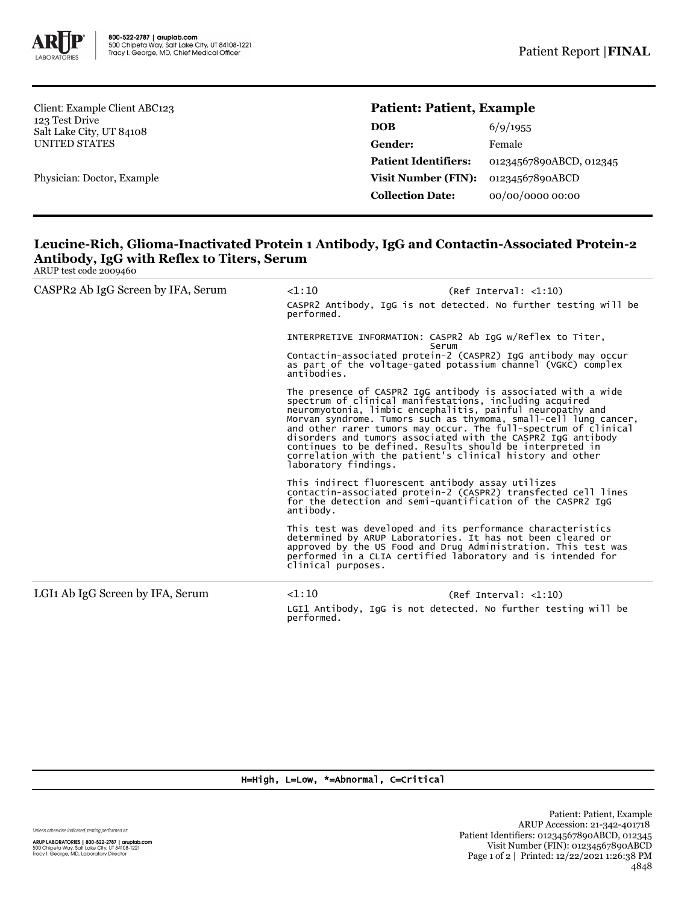Client: Example Client ABC123
123 Test Drive
Salt Lake City, UT 84108
UNITED STATES

Physician: Doctor, Example

**Patient: Patient, Example**

| | |
|---|---|
| **DOB** | 6/9/1955 |
| **Gender:** | Female |
| **Patient Identifiers:** | 01234567890ABCD, 012345 |
| **Visit Number (FIN):** | 01234567890ABCD |
| **Collection Date:** | 00/00/0000 00:00 |

## Leucine-Rich, Glioma-Inactivated Protein 1 Antibody, IgG and Contactin-Associated Protein-2 Antibody, IgG with Reflex to Titers, Serum

ARUP test code 2009460

**CASPR2 Ab IgG Screen by IFA, Serum**

<1:10 (Ref Interval: <1:10)

CASPR2 Antibody, IgG is not detected. No further testing will be performed.

INTERPRETIVE INFORMATION: CASPR2 Ab IgG w/Reflex to Titer, Serum

Contactin-associated protein-2 (CASPR2) IgG antibody may occur as part of the voltage-gated potassium channel (VGKC) complex antibodies.

The presence of CASPR2 IgG antibody is associated with a wide spectrum of clinical manifestations, including acquired neuromyotonia, limbic encephalitis, painful neuropathy and Morvan syndrome. Tumors such as thymoma, small-cell lung cancer, and other rarer tumors may occur. The full-spectrum of clinical disorders and tumors associated with the CASPR2 IgG antibody continues to be defined. Results should be interpreted in correlation with the patient's clinical history and other laboratory findings.

This indirect fluorescent antibody assay utilizes contactin-associated protein-2 (CASPR2) transfected cell lines for the detection and semi-quantification of the CASPR2 IgG antibody.

This test was developed and its performance characteristics determined by ARUP Laboratories. It has not been cleared or approved by the US Food and Drug Administration. This test was performed in a CLIA certified laboratory and is intended for clinical purposes.

**LGI1 Ab IgG Screen by IFA, Serum**

<1:10 (Ref Interval: <1:10)

LGI1 Antibody, IgG is not detected. No further testing will be performed.

H=High, L=Low, *=Abnormal, C=Critical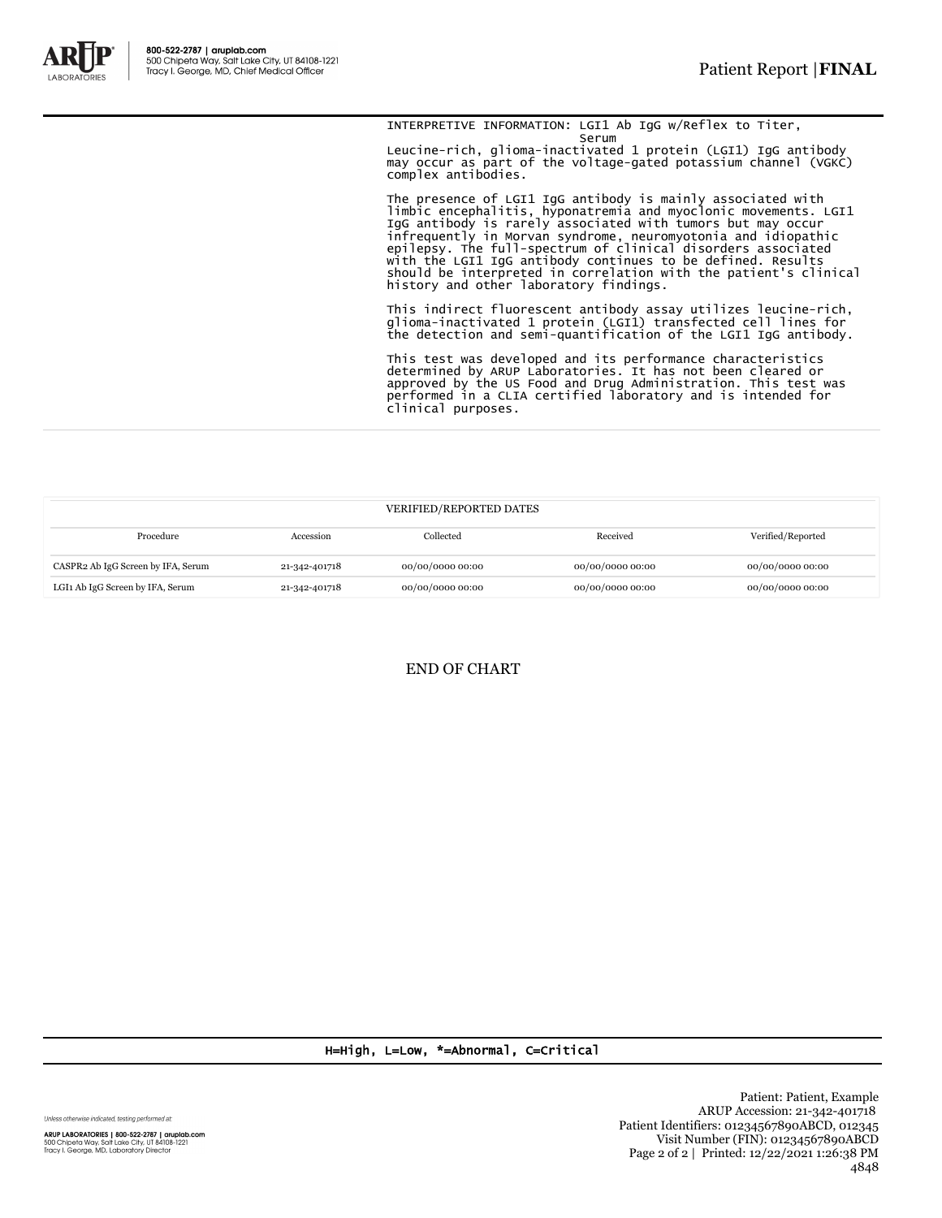INTERPRETIVE INFORMATION: LGI1 Ab IgG w/Reflex to Titer, Serum

Leucine-rich, glioma-inactivated 1 protein (LGI1) IgG antibody may occur as part of the voltage-gated potassium channel (VGKC) complex antibodies.

The presence of LGI1 IgG antibody is mainly associated with limbic encephalitis, hyponatremia and myoclonic movements. LGI1 IgG antibody is rarely associated with tumors but may occur infrequently in Morvan syndrome, neuromyotonia and idiopathic epilepsy. The full-spectrum of clinical disorders associated with the LGI1 IgG antibody continues to be defined. Results should be interpreted in correlation with the patient's clinical history and other laboratory findings.

This indirect fluorescent antibody assay utilizes leucine-rich, glioma-inactivated 1 protein (LGI1) transfected cell lines for the detection and semi-quantification of the LGI1 IgG antibody.

This test was developed and its performance characteristics determined by ARUP Laboratories. It has not been cleared or approved by the US Food and Drug Administration. This test was performed in a CLIA certified laboratory and is intended for clinical purposes.

VERIFIED/REPORTED DATES

| Procedure | Accession | Collected | Received | Verified/Reported |
|---|---|---|---|---|
| CASPR2 Ab IgG Screen by IFA, Serum | 21-342-401718 | 00/00/0000 00:00 | 00/00/0000 00:00 | 00/00/0000 00:00 |
| LGI1 Ab IgG Screen by IFA, Serum | 21-342-401718 | 00/00/0000 00:00 | 00/00/0000 00:00 | 00/00/0000 00:00 |

END OF CHART

H=High, L=Low, *=Abnormal, C=Critical

*Unless otherwise indicated, testing performed at:*

**ARUP LABORATORIES | 800-522-2787 | aruplab.com**
500 Chipeta Way, Salt Lake City, UT 84108-1221
Tracy I. George, MD, Laboratory Director

Patient: Patient, Example
ARUP Accession: 21-342-401718
Patient Identifiers: 01234567890ABCD, 012345
Visit Number (FIN): 01234567890ABCD
Printed: 12/22/2021 1:26:38 PM
4848